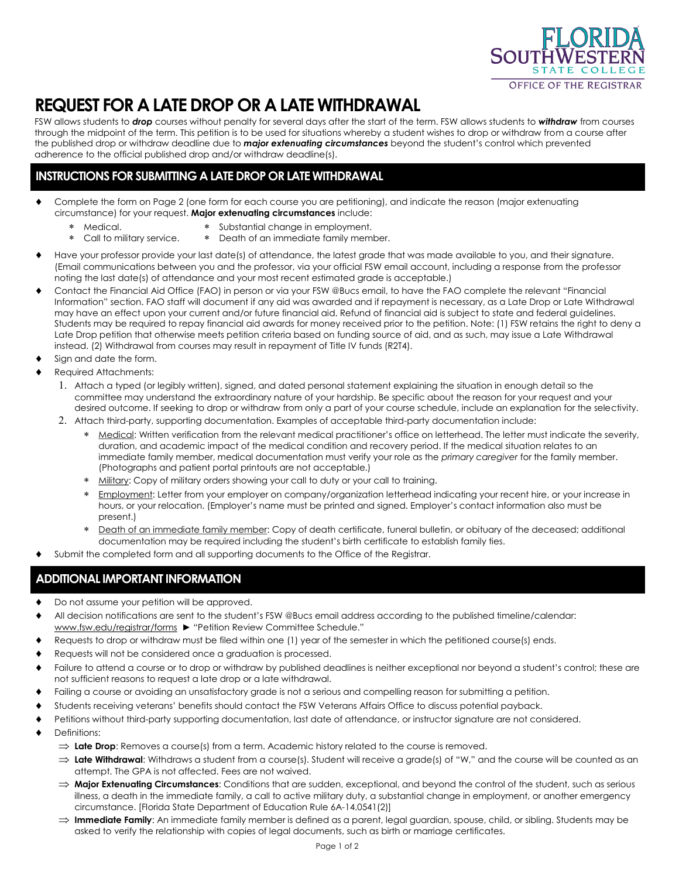FLORIDA SOUTHWESTERN STATE COLLEGE

OFFICE OF THE REGISTRAR

# REQUEST FOR A LATE DROP OR A LATE WITHDRAWAL

FSW allows students to ***drop*** courses without penalty for several days after the start of the term. FSW allows students to ***withdraw*** from courses through the midpoint of the term. This petition is to be used for situations whereby a student wishes to drop or withdraw from a course after the published drop or withdraw deadline due to ***major extenuating circumstances*** beyond the student's control which prevented adherence to the official published drop and/or withdraw deadline(s).

## INSTRUCTIONS FOR SUBMITTING A LATE DROP OR LATE WITHDRAWAL

- Complete the form on Page 2 (one form for each course you are petitioning), and indicate the reason (major extenuating circumstance) for your request. **Major extenuating circumstances** include:
  - Medical.
  - Call to military service.
  - Substantial change in employment.
  - Death of an immediate family member.
- Have your professor provide your last date(s) of attendance, the latest grade that was made available to you, and their signature. (Email communications between you and the professor, via your official FSW email account, including a response from the professor noting the last date(s) of attendance and your most recent estimated grade is acceptable.)
- Contact the Financial Aid Office (FAO) in person or via your FSW @Bucs email, to have the FAO complete the relevant "Financial Information" section. FAO staff will document if any aid was awarded and if repayment is necessary, as a Late Drop or Late Withdrawal may have an effect upon your current and/or future financial aid. Refund of financial aid is subject to state and federal guidelines. Students may be required to repay financial aid awards for money received prior to the petition. Note: (1) FSW retains the right to deny a Late Drop petition that otherwise meets petition criteria based on funding source of aid, and as such, may issue a Late Withdrawal instead. (2) Withdrawal from courses may result in repayment of Title IV funds (R2T4).
- Sign and date the form.
- Required Attachments:
  1. Attach a typed (or legibly written), signed, and dated personal statement explaining the situation in enough detail so the committee may understand the extraordinary nature of your hardship. Be specific about the reason for your request and your desired outcome. If seeking to drop or withdraw from only a part of your course schedule, include an explanation for the selectivity.
  2. Attach third-party, supporting documentation. Examples of acceptable third-party documentation include:
     - Medical: Written verification from the relevant medical practitioner's office on letterhead. The letter must indicate the severity, duration, and academic impact of the medical condition and recovery period. If the medical situation relates to an immediate family member, medical documentation must verify your role as the *primary caregiver* for the family member. (Photographs and patient portal printouts are not acceptable.)
     - Military: Copy of military orders showing your call to duty or your call to training.
     - Employment: Letter from your employer on company/organization letterhead indicating your recent hire, or your increase in hours, or your relocation. (Employer's name must be printed and signed. Employer's contact information also must be present.)
     - Death of an immediate family member: Copy of death certificate, funeral bulletin, or obituary of the deceased; additional documentation may be required including the student's birth certificate to establish family ties.
- Submit the completed form and all supporting documents to the Office of the Registrar.

## ADDITIONAL IMPORTANT INFORMATION

- Do not assume your petition will be approved.
- All decision notifications are sent to the student's FSW @Bucs email address according to the published timeline/calendar: www.fsw.edu/registrar/forms ► "Petition Review Committee Schedule."
- Requests to drop or withdraw must be filed within one (1) year of the semester in which the petitioned course(s) ends.
- Requests will not be considered once a graduation is processed.
- Failure to attend a course or to drop or withdraw by published deadlines is neither exceptional nor beyond a student's control; these are not sufficient reasons to request a late drop or a late withdrawal.
- Failing a course or avoiding an unsatisfactory grade is not a serious and compelling reason for submitting a petition.
- Students receiving veterans' benefits should contact the FSW Veterans Affairs Office to discuss potential payback.
- Petitions without third-party supporting documentation, last date of attendance, or instructor signature are not considered.
- Definitions:
  - ⇒ **Late Drop**: Removes a course(s) from a term. Academic history related to the course is removed.
  - ⇒ **Late Withdrawal**: Withdraws a student from a course(s). Student will receive a grade(s) of "W," and the course will be counted as an attempt. The GPA is not affected. Fees are not waived.
  - ⇒ **Major Extenuating Circumstances**: Conditions that are sudden, exceptional, and beyond the control of the student, such as serious illness, a death in the immediate family, a call to active military duty, a substantial change in employment, or another emergency circumstance. [Florida State Department of Education Rule 6A-14.0541(2)]
  - ⇒ **Immediate Family**: An immediate family member is defined as a parent, legal guardian, spouse, child, or sibling. Students may be asked to verify the relationship with copies of legal documents, such as birth or marriage certificates.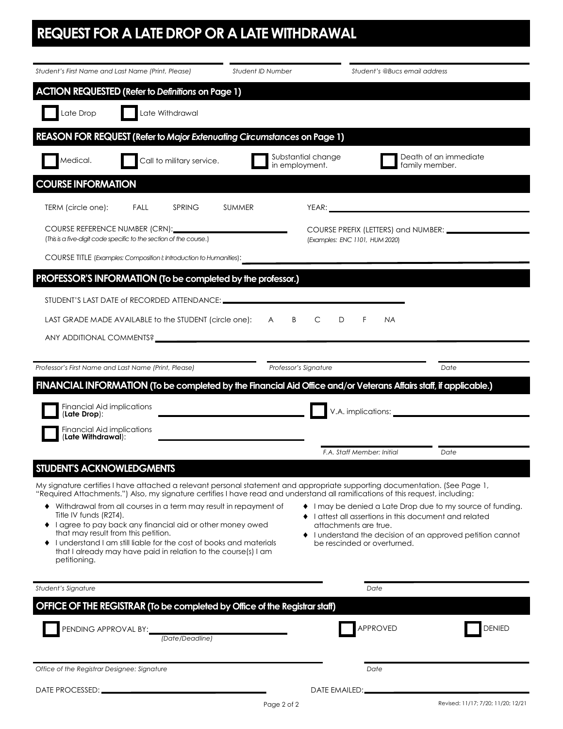# REQUEST FOR A LATE DROP OR A LATE WITHDRAWAL

*Student's First Name and Last Name (Print, Please)* ____________ *Student ID Number* ____________ *Student's @Bucs email address* ____________

## ACTION REQUESTED (Refer to *Definitions* on Page 1)

☐ Late Drop ☐ Late Withdrawal

## REASON FOR REQUEST (Refer to *Major Extenuating Circumstances* on Page 1)

☐ Medical. ☐ Call to military service. ☐ Substantial change in employment. ☐ Death of an immediate family member.

## COURSE INFORMATION

TERM (circle one): FALL SPRING SUMMER

YEAR: ____________

COURSE REFERENCE NUMBER (CRN): ____________
(*This is a five-digit code specific to the section of the course.*)

COURSE PREFIX (LETTERS) and NUMBER: ____________
(*Examples: ENC 1101, HUM 2020*)

COURSE TITLE (*Examples: Composition I; Introduction to Humanities*): ____________

## PROFESSOR'S INFORMATION (To be completed by the professor.)

STUDENT'S LAST DATE of RECORDED ATTENDANCE: ____________

LAST GRADE MADE AVAILABLE to the STUDENT (circle one): A B C D F *NA*

ANY ADDITIONAL COMMENTS? ____________

*Professor's First Name and Last Name (Print, Please)* ____________ *Professor's Signature* ____________ *Date* ____________

## FINANCIAL INFORMATION (To be completed by the Financial Aid Office and/or Veterans Affairs staff, if applicable.)

☐ Financial Aid implications (**Late Drop**): ____________

☐ Financial Aid implications (**Late Withdrawal**): ____________

☐ V.A. implications: ____________

*F.A. Staff Member: Initial* ____________ *Date* ____________

## STUDENT'S ACKNOWLEDGMENTS

My signature certifies I have attached a relevant personal statement and appropriate supporting documentation. (See Page 1, "Required Attachments.") Also, my signature certifies I have read and understand all ramifications of this request, including:

- Withdrawal from all courses in a term may result in repayment of Title IV funds (R2T4).
- I agree to pay back any financial aid or other money owed that may result from this petition.
- I understand I am still liable for the cost of books and materials that I already may have paid in relation to the course(s) I am petitioning.
- I may be denied a Late Drop due to my source of funding.
- I attest all assertions in this document and related attachments are true.
- I understand the decision of an approved petition cannot be rescinded or overturned.

*Student's Signature* ____________ *Date* ____________

## OFFICE OF THE REGISTRAR (To be completed by Office of the Registrar staff)

☐ PENDING APPROVAL BY: ____________ *(Date/Deadline)*

☐ APPROVED ☐ DENIED

*Office of the Registrar Designee: Signature* ____________ *Date* ____________

DATE PROCESSED: ____________ DATE EMAILED: ____________

Revised: 11/17; 7/20; 11/20; 12/21